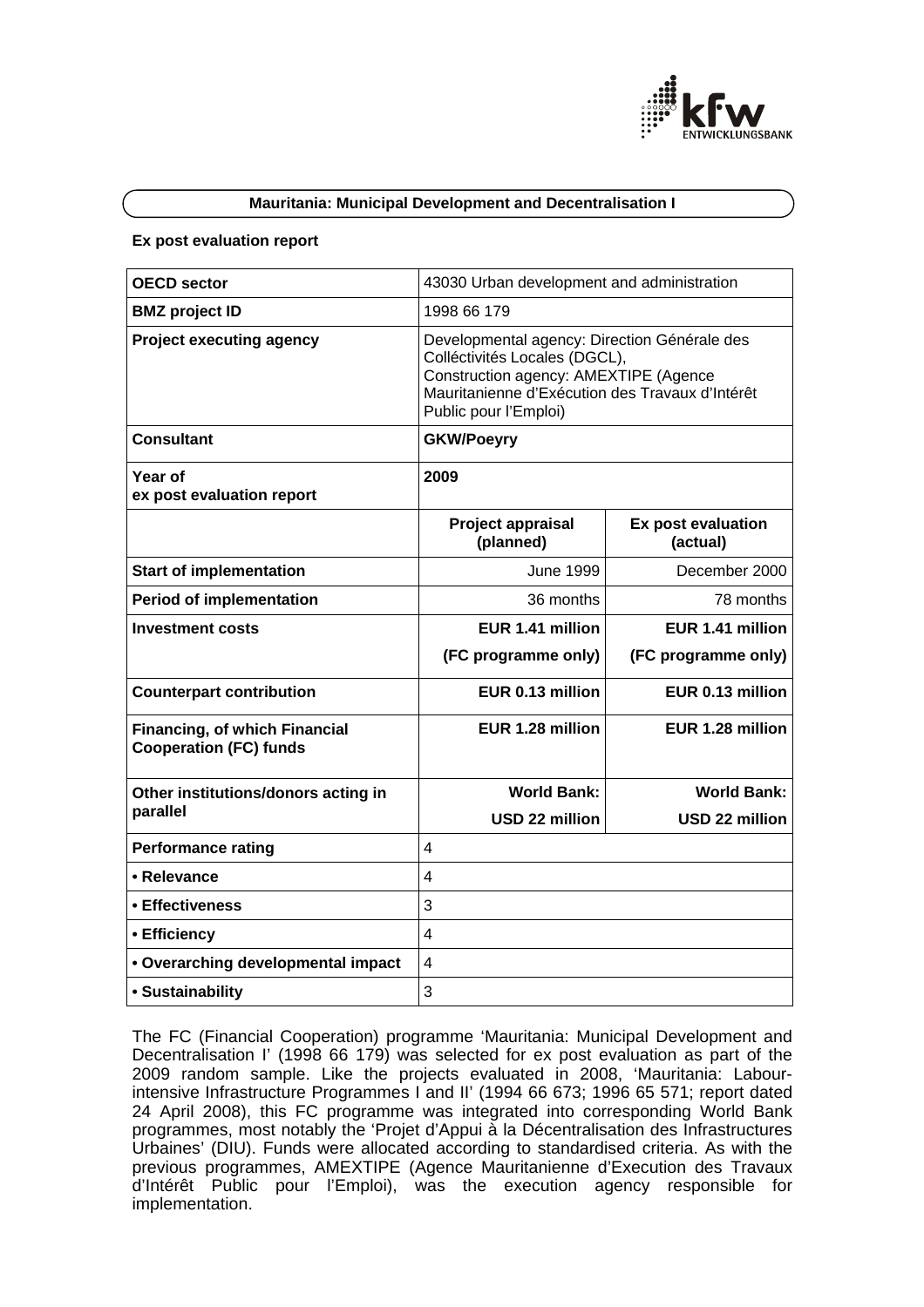## Mauritania: Municipal Development and Decentralisation I

**Ex post evaluation report**

| **OECD sector** | 43030 Urban development and administration | |
|---|---|---|
| **BMZ project ID** | 1998 66 179 | |
| **Project executing agency** | Developmental agency: Direction Générale des Colléctivités Locales (DGCL), Construction agency: AMEXTIPE (Agence Mauritanienne d'Exécution des Travaux d'Intérêt Public pour l'Emploi) | |
| **Consultant** | **GKW/Poeyry** | |
| **Year of ex post evaluation report** | **2009** | |
| | **Project appraisal (planned)** | **Ex post evaluation (actual)** |
| **Start of implementation** | June 1999 | December 2000 |
| **Period of implementation** | 36 months | 78 months |
| **Investment costs** | **EUR 1.41 million (FC programme only)** | **EUR 1.41 million (FC programme only)** |
| **Counterpart contribution** | **EUR 0.13 million** | **EUR 0.13 million** |
| **Financing, of which Financial Cooperation (FC) funds** | **EUR 1.28 million** | **EUR 1.28 million** |
| **Other institutions/donors acting in parallel** | **World Bank: USD 22 million** | **World Bank: USD 22 million** |
| **Performance rating** | 4 | |
| **• Relevance** | 4 | |
| **• Effectiveness** | 3 | |
| **• Efficiency** | 4 | |
| **• Overarching developmental impact** | 4 | |
| **• Sustainability** | 3 | |

The FC (Financial Cooperation) programme 'Mauritania: Municipal Development and Decentralisation I' (1998 66 179) was selected for ex post evaluation as part of the 2009 random sample. Like the projects evaluated in 2008, 'Mauritania: Labour-intensive Infrastructure Programmes I and II' (1994 66 673; 1996 65 571; report dated 24 April 2008), this FC programme was integrated into corresponding World Bank programmes, most notably the 'Projet d'Appui à la Décentralisation des Infrastructures Urbaines' (DIU). Funds were allocated according to standardised criteria. As with the previous programmes, AMEXTIPE (Agence Mauritanienne d'Execution des Travaux d'Intérêt Public pour l'Emploi), was the execution agency responsible for implementation.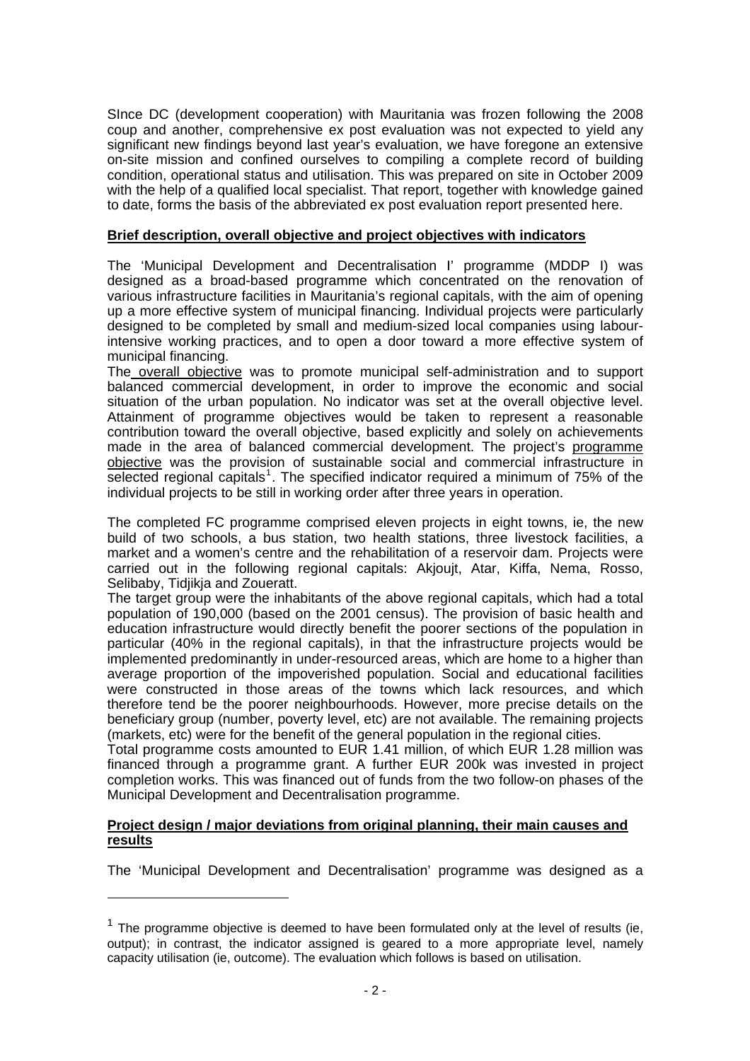SInce DC (development cooperation) with Mauritania was frozen following the 2008 coup and another, comprehensive ex post evaluation was not expected to yield any significant new findings beyond last year's evaluation, we have foregone an extensive on-site mission and confined ourselves to compiling a complete record of building condition, operational status and utilisation. This was prepared on site in October 2009 with the help of a qualified local specialist. That report, together with knowledge gained to date, forms the basis of the abbreviated ex post evaluation report presented here.

**Brief description, overall objective and project objectives with indicators**

The 'Municipal Development and Decentralisation I' programme (MDDP I) was designed as a broad-based programme which concentrated on the renovation of various infrastructure facilities in Mauritania's regional capitals, with the aim of opening up a more effective system of municipal financing. Individual projects were particularly designed to be completed by small and medium-sized local companies using labour-intensive working practices, and to open a door toward a more effective system of municipal financing.

The overall objective was to promote municipal self-administration and to support balanced commercial development, in order to improve the economic and social situation of the urban population. No indicator was set at the overall objective level. Attainment of programme objectives would be taken to represent a reasonable contribution toward the overall objective, based explicitly and solely on achievements made in the area of balanced commercial development. The project's programme objective was the provision of sustainable social and commercial infrastructure in selected regional capitals[1]. The specified indicator required a minimum of 75% of the individual projects to be still in working order after three years in operation.

The completed FC programme comprised eleven projects in eight towns, ie, the new build of two schools, a bus station, two health stations, three livestock facilities, a market and a women's centre and the rehabilitation of a reservoir dam. Projects were carried out in the following regional capitals: Akjoujt, Atar, Kiffa, Nema, Rosso, Selibaby, Tidjikja and Zoueratt.

The target group were the inhabitants of the above regional capitals, which had a total population of 190,000 (based on the 2001 census). The provision of basic health and education infrastructure would directly benefit the poorer sections of the population in particular (40% in the regional capitals), in that the infrastructure projects would be implemented predominantly in under-resourced areas, which are home to a higher than average proportion of the impoverished population. Social and educational facilities were constructed in those areas of the towns which lack resources, and which therefore tend be the poorer neighbourhoods. However, more precise details on the beneficiary group (number, poverty level, etc) are not available. The remaining projects (markets, etc) were for the benefit of the general population in the regional cities.

Total programme costs amounted to EUR 1.41 million, of which EUR 1.28 million was financed through a programme grant. A further EUR 200k was invested in project completion works. This was financed out of funds from the two follow-on phases of the Municipal Development and Decentralisation programme.

**Project design / major deviations from original planning, their main causes and results**

The 'Municipal Development and Decentralisation' programme was designed as a

[1] The programme objective is deemed to have been formulated only at the level of results (ie, output); in contrast, the indicator assigned is geared to a more appropriate level, namely capacity utilisation (ie, outcome). The evaluation which follows is based on utilisation.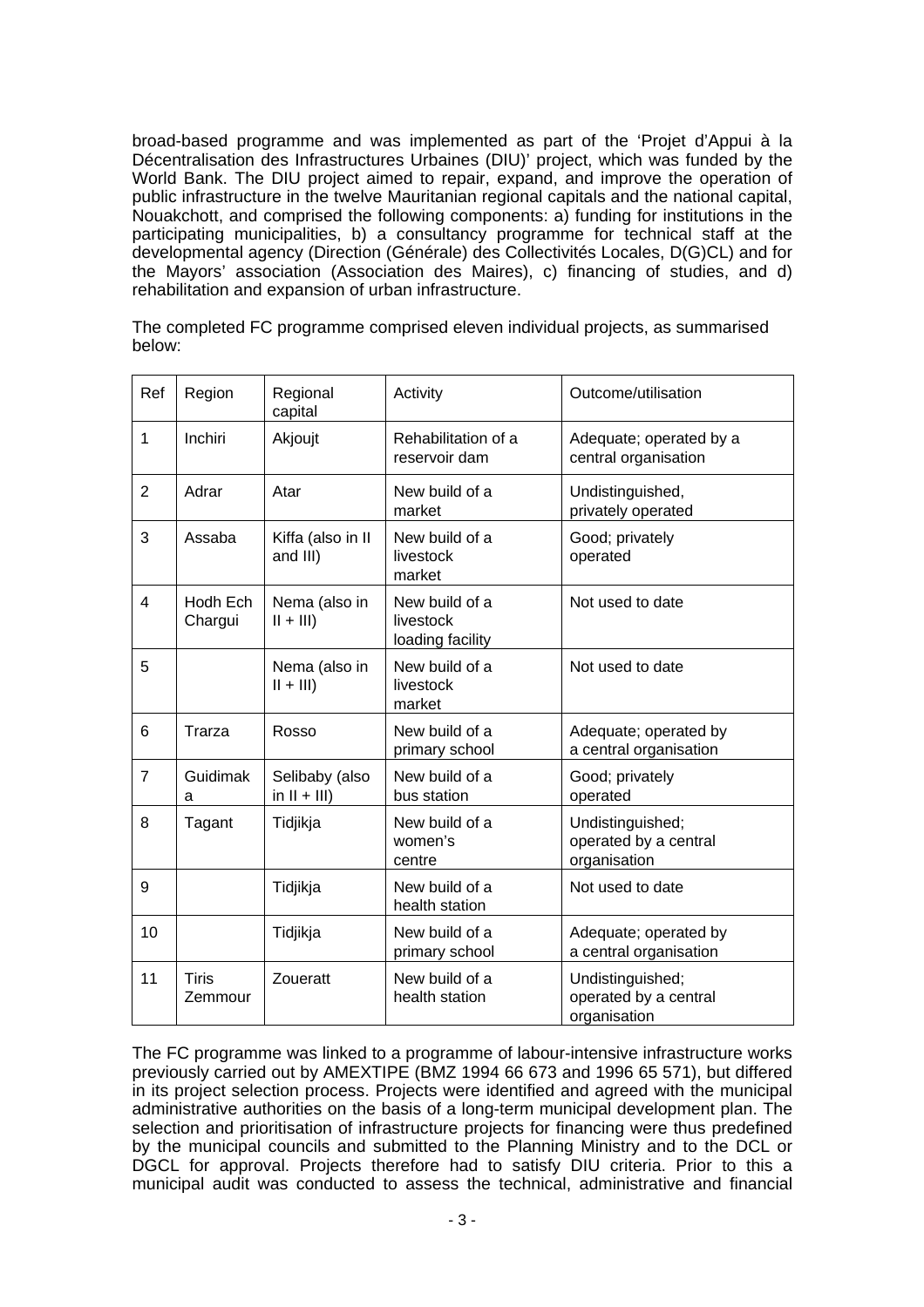broad-based programme and was implemented as part of the ‘Projet d’Appui à la Décentralisation des Infrastructures Urbaines (DIU)’ project, which was funded by the World Bank. The DIU project aimed to repair, expand, and improve the operation of public infrastructure in the twelve Mauritanian regional capitals and the national capital, Nouakchott, and comprised the following components: a) funding for institutions in the participating municipalities, b) a consultancy programme for technical staff at the developmental agency (Direction (Générale) des Collectivités Locales, D(G)CL) and for the Mayors’ association (Association des Maires), c) financing of studies, and d) rehabilitation and expansion of urban infrastructure.

The completed FC programme comprised eleven individual projects, as summarised below:

| Ref | Region | Regional capital | Activity | Outcome/utilisation |
|---|---|---|---|---|
| 1 | Inchiri | Akjoujt | Rehabilitation of a reservoir dam | Adequate; operated by a central organisation |
| 2 | Adrar | Atar | New build of a market | Undistinguished, privately operated |
| 3 | Assaba | Kiffa (also in II and III) | New build of a livestock market | Good; privately operated |
| 4 | Hodh Ech Chargui | Nema (also in II + III) | New build of a livestock loading facility | Not used to date |
| 5 | | Nema (also in II + III) | New build of a livestock market | Not used to date |
| 6 | Trarza | Rosso | New build of a primary school | Adequate; operated by a central organisation |
| 7 | Guidimaka | Selibaby (also in II + III) | New build of a bus station | Good; privately operated |
| 8 | Tagant | Tidjikja | New build of a women’s centre | Undistinguished; operated by a central organisation |
| 9 | | Tidjikja | New build of a health station | Not used to date |
| 10 | | Tidjikja | New build of a primary school | Adequate; operated by a central organisation |
| 11 | Tiris Zemmour | Zoueratt | New build of a health station | Undistinguished; operated by a central organisation |

The FC programme was linked to a programme of labour-intensive infrastructure works previously carried out by AMEXTIPE (BMZ 1994 66 673 and 1996 65 571), but differed in its project selection process. Projects were identified and agreed with the municipal administrative authorities on the basis of a long-term municipal development plan. The selection and prioritisation of infrastructure projects for financing were thus predefined by the municipal councils and submitted to the Planning Ministry and to the DCL or DGCL for approval. Projects therefore had to satisfy DIU criteria. Prior to this a municipal audit was conducted to assess the technical, administrative and financial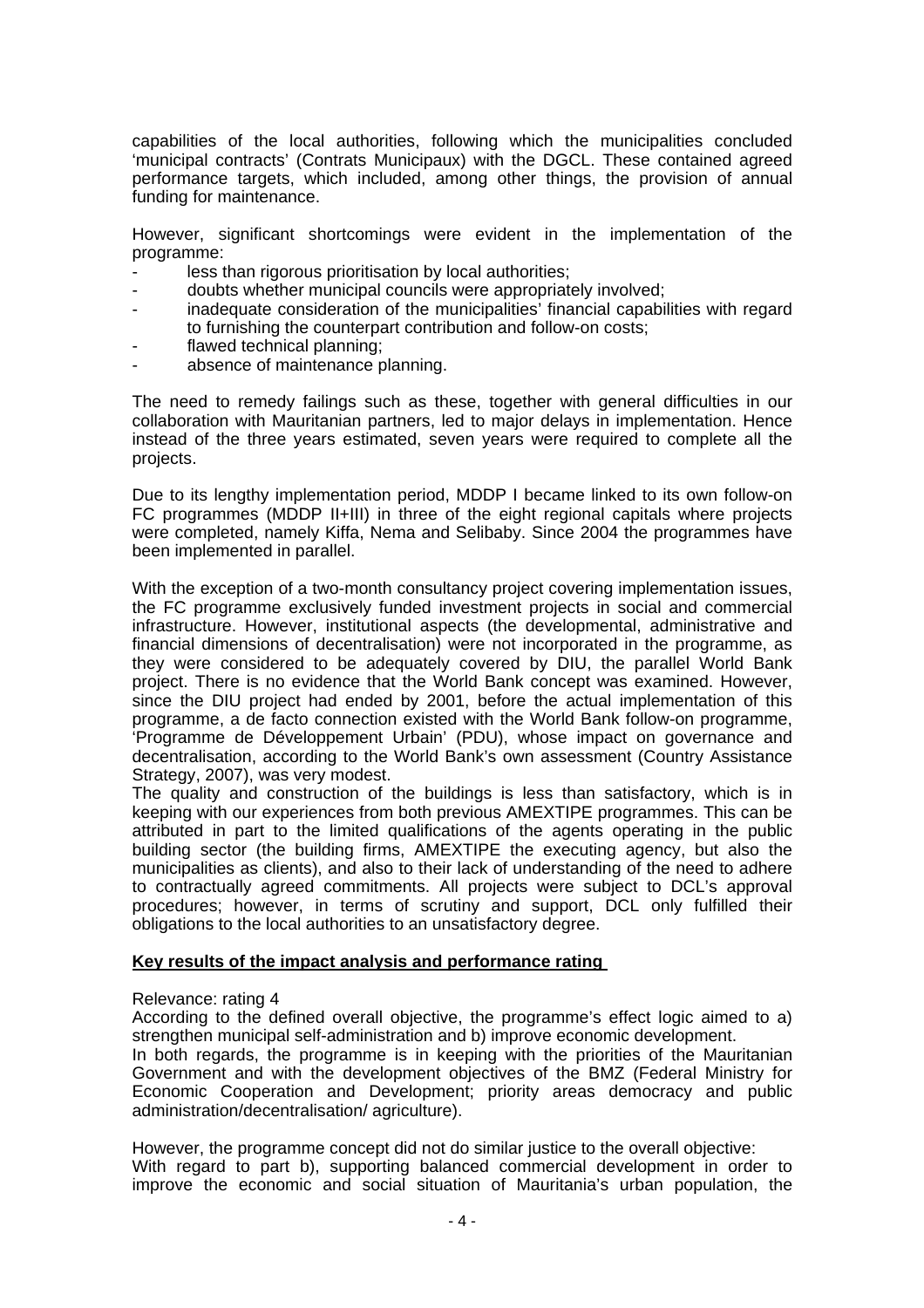capabilities of the local authorities, following which the municipalities concluded 'municipal contracts' (Contrats Municipaux) with the DGCL. These contained agreed performance targets, which included, among other things, the provision of annual funding for maintenance.

However, significant shortcomings were evident in the implementation of the programme:

- less than rigorous prioritisation by local authorities;
- doubts whether municipal councils were appropriately involved;
- inadequate consideration of the municipalities' financial capabilities with regard to furnishing the counterpart contribution and follow-on costs;
- flawed technical planning;
- absence of maintenance planning.

The need to remedy failings such as these, together with general difficulties in our collaboration with Mauritanian partners, led to major delays in implementation. Hence instead of the three years estimated, seven years were required to complete all the projects.

Due to its lengthy implementation period, MDDP I became linked to its own follow-on FC programmes (MDDP II+III) in three of the eight regional capitals where projects were completed, namely Kiffa, Nema and Selibaby. Since 2004 the programmes have been implemented in parallel.

With the exception of a two-month consultancy project covering implementation issues, the FC programme exclusively funded investment projects in social and commercial infrastructure. However, institutional aspects (the developmental, administrative and financial dimensions of decentralisation) were not incorporated in the programme, as they were considered to be adequately covered by DIU, the parallel World Bank project. There is no evidence that the World Bank concept was examined. However, since the DIU project had ended by 2001, before the actual implementation of this programme, a de facto connection existed with the World Bank follow-on programme, 'Programme de Développement Urbain' (PDU), whose impact on governance and decentralisation, according to the World Bank's own assessment (Country Assistance Strategy, 2007), was very modest.
The quality and construction of the buildings is less than satisfactory, which is in keeping with our experiences from both previous AMEXTIPE programmes. This can be attributed in part to the limited qualifications of the agents operating in the public building sector (the building firms, AMEXTIPE the executing agency, but also the municipalities as clients), and also to their lack of understanding of the need to adhere to contractually agreed commitments. All projects were subject to DCL's approval procedures; however, in terms of scrutiny and support, DCL only fulfilled their obligations to the local authorities to an unsatisfactory degree.

**Key results of the impact analysis and performance rating**

Relevance: rating 4
According to the defined overall objective, the programme's effect logic aimed to a) strengthen municipal self-administration and b) improve economic development.
In both regards, the programme is in keeping with the priorities of the Mauritanian Government and with the development objectives of the BMZ (Federal Ministry for Economic Cooperation and Development; priority areas democracy and public administration/decentralisation/ agriculture).

However, the programme concept did not do similar justice to the overall objective:
With regard to part b), supporting balanced commercial development in order to improve the economic and social situation of Mauritania's urban population, the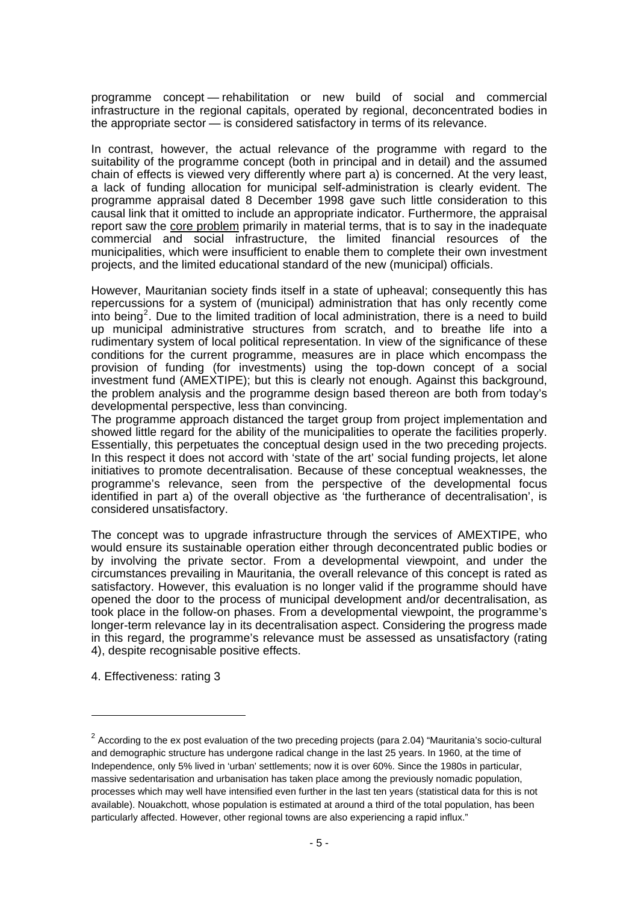programme concept — rehabilitation or new build of social and commercial infrastructure in the regional capitals, operated by regional, deconcentrated bodies in the appropriate sector — is considered satisfactory in terms of its relevance.

In contrast, however, the actual relevance of the programme with regard to the suitability of the programme concept (both in principal and in detail) and the assumed chain of effects is viewed very differently where part a) is concerned. At the very least, a lack of funding allocation for municipal self-administration is clearly evident. The programme appraisal dated 8 December 1998 gave such little consideration to this causal link that it omitted to include an appropriate indicator. Furthermore, the appraisal report saw the core problem primarily in material terms, that is to say in the inadequate commercial and social infrastructure, the limited financial resources of the municipalities, which were insufficient to enable them to complete their own investment projects, and the limited educational standard of the new (municipal) officials.

However, Mauritanian society finds itself in a state of upheaval; consequently this has repercussions for a system of (municipal) administration that has only recently come into being[2]. Due to the limited tradition of local administration, there is a need to build up municipal administrative structures from scratch, and to breathe life into a rudimentary system of local political representation. In view of the significance of these conditions for the current programme, measures are in place which encompass the provision of funding (for investments) using the top-down concept of a social investment fund (AMEXTIPE); but this is clearly not enough. Against this background, the problem analysis and the programme design based thereon are both from today's developmental perspective, less than convincing.

The programme approach distanced the target group from project implementation and showed little regard for the ability of the municipalities to operate the facilities properly. Essentially, this perpetuates the conceptual design used in the two preceding projects. In this respect it does not accord with 'state of the art' social funding projects, let alone initiatives to promote decentralisation. Because of these conceptual weaknesses, the programme's relevance, seen from the perspective of the developmental focus identified in part a) of the overall objective as 'the furtherance of decentralisation', is considered unsatisfactory.

The concept was to upgrade infrastructure through the services of AMEXTIPE, who would ensure its sustainable operation either through deconcentrated public bodies or by involving the private sector. From a developmental viewpoint, and under the circumstances prevailing in Mauritania, the overall relevance of this concept is rated as satisfactory. However, this evaluation is no longer valid if the programme should have opened the door to the process of municipal development and/or decentralisation, as took place in the follow-on phases. From a developmental viewpoint, the programme's longer-term relevance lay in its decentralisation aspect. Considering the progress made in this regard, the programme's relevance must be assessed as unsatisfactory (rating 4), despite recognisable positive effects.

4. Effectiveness: rating 3

---

[2] According to the ex post evaluation of the two preceding projects (para 2.04) "Mauritania's socio-cultural and demographic structure has undergone radical change in the last 25 years. In 1960, at the time of Independence, only 5% lived in 'urban' settlements; now it is over 60%. Since the 1980s in particular, massive sedentarisation and urbanisation has taken place among the previously nomadic population, processes which may well have intensified even further in the last ten years (statistical data for this is not available). Nouakchott, whose population is estimated at around a third of the total population, has been particularly affected. However, other regional towns are also experiencing a rapid influx."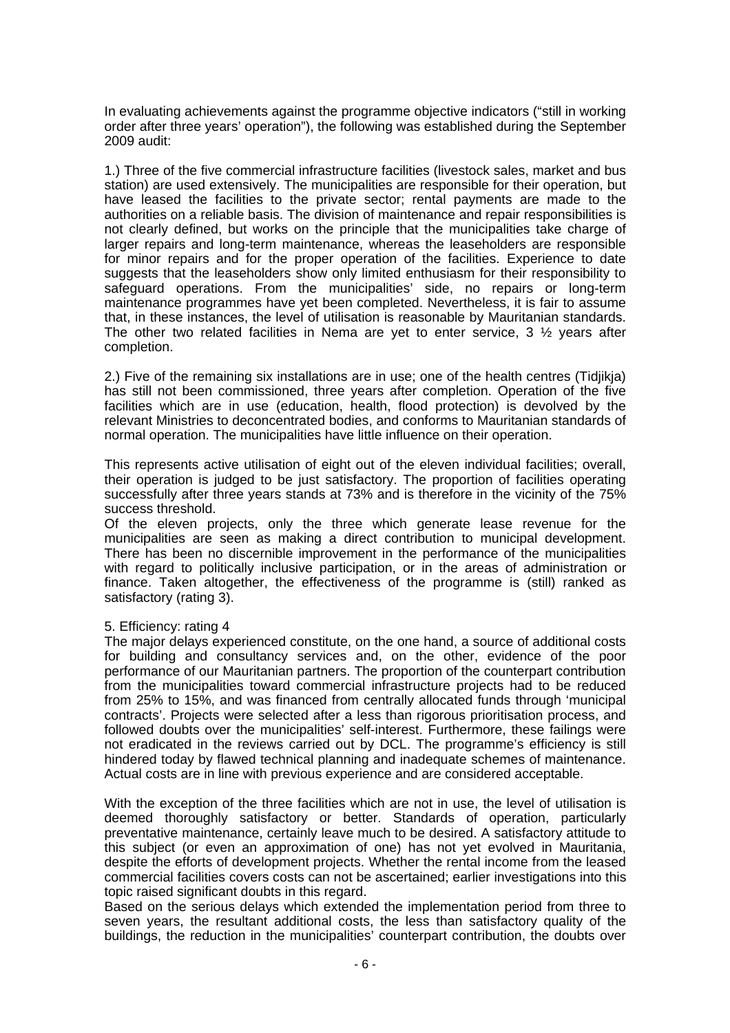In evaluating achievements against the programme objective indicators ("still in working order after three years' operation"), the following was established during the September 2009 audit:

1.) Three of the five commercial infrastructure facilities (livestock sales, market and bus station) are used extensively. The municipalities are responsible for their operation, but have leased the facilities to the private sector; rental payments are made to the authorities on a reliable basis. The division of maintenance and repair responsibilities is not clearly defined, but works on the principle that the municipalities take charge of larger repairs and long-term maintenance, whereas the leaseholders are responsible for minor repairs and for the proper operation of the facilities. Experience to date suggests that the leaseholders show only limited enthusiasm for their responsibility to safeguard operations. From the municipalities' side, no repairs or long-term maintenance programmes have yet been completed. Nevertheless, it is fair to assume that, in these instances, the level of utilisation is reasonable by Mauritanian standards. The other two related facilities in Nema are yet to enter service, 3 ½ years after completion.

2.) Five of the remaining six installations are in use; one of the health centres (Tidjikja) has still not been commissioned, three years after completion. Operation of the five facilities which are in use (education, health, flood protection) is devolved by the relevant Ministries to deconcentrated bodies, and conforms to Mauritanian standards of normal operation. The municipalities have little influence on their operation.

This represents active utilisation of eight out of the eleven individual facilities; overall, their operation is judged to be just satisfactory. The proportion of facilities operating successfully after three years stands at 73% and is therefore in the vicinity of the 75% success threshold.

Of the eleven projects, only the three which generate lease revenue for the municipalities are seen as making a direct contribution to municipal development. There has been no discernible improvement in the performance of the municipalities with regard to politically inclusive participation, or in the areas of administration or finance. Taken altogether, the effectiveness of the programme is (still) ranked as satisfactory (rating 3).

5. Efficiency: rating 4

The major delays experienced constitute, on the one hand, a source of additional costs for building and consultancy services and, on the other, evidence of the poor performance of our Mauritanian partners. The proportion of the counterpart contribution from the municipalities toward commercial infrastructure projects had to be reduced from 25% to 15%, and was financed from centrally allocated funds through 'municipal contracts'. Projects were selected after a less than rigorous prioritisation process, and followed doubts over the municipalities' self-interest. Furthermore, these failings were not eradicated in the reviews carried out by DCL. The programme's efficiency is still hindered today by flawed technical planning and inadequate schemes of maintenance. Actual costs are in line with previous experience and are considered acceptable.

With the exception of the three facilities which are not in use, the level of utilisation is deemed thoroughly satisfactory or better. Standards of operation, particularly preventative maintenance, certainly leave much to be desired. A satisfactory attitude to this subject (or even an approximation of one) has not yet evolved in Mauritania, despite the efforts of development projects. Whether the rental income from the leased commercial facilities covers costs can not be ascertained; earlier investigations into this topic raised significant doubts in this regard.

Based on the serious delays which extended the implementation period from three to seven years, the resultant additional costs, the less than satisfactory quality of the buildings, the reduction in the municipalities' counterpart contribution, the doubts over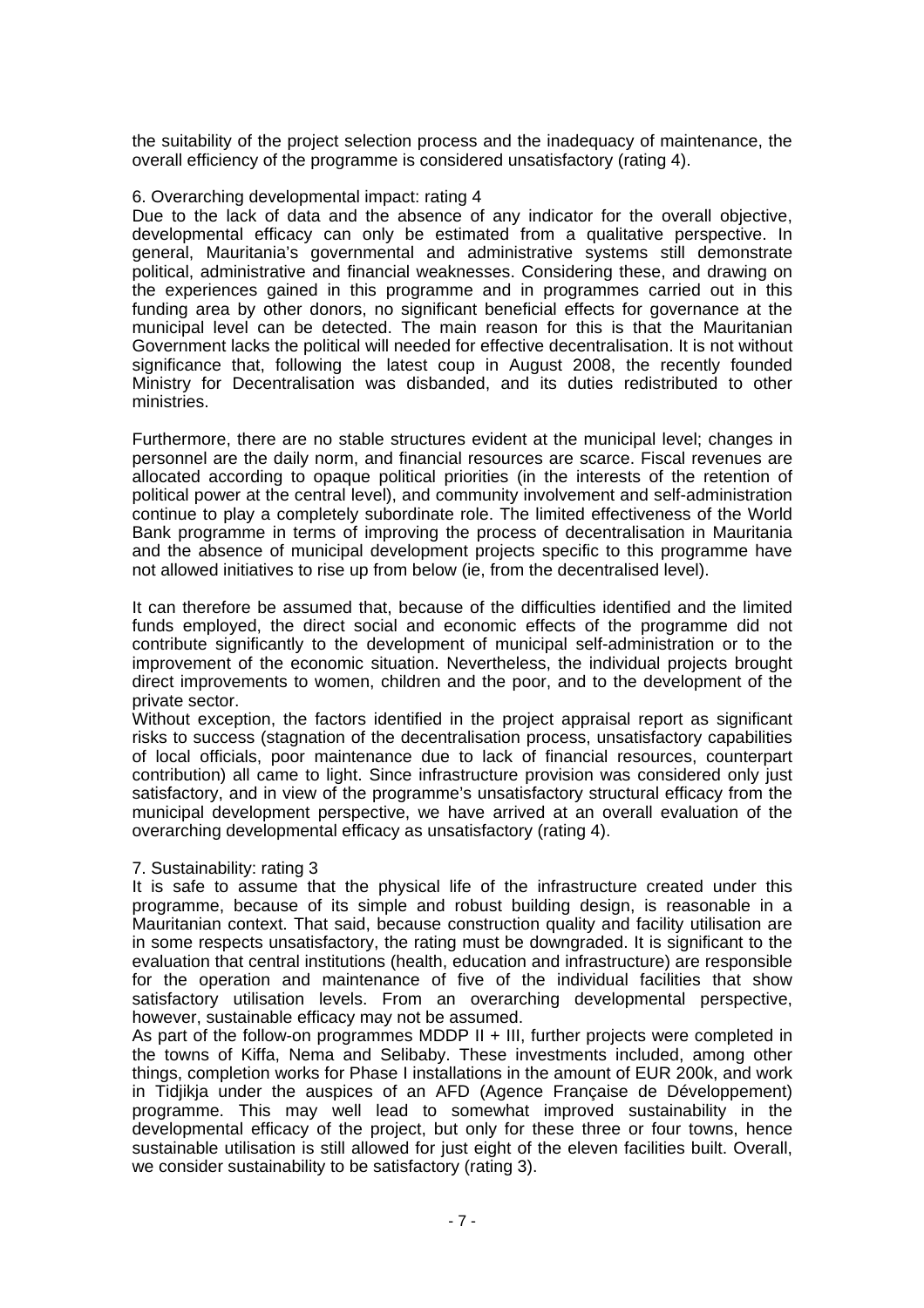the suitability of the project selection process and the inadequacy of maintenance, the overall efficiency of the programme is considered unsatisfactory (rating 4).

6. Overarching developmental impact: rating 4

Due to the lack of data and the absence of any indicator for the overall objective, developmental efficacy can only be estimated from a qualitative perspective. In general, Mauritania's governmental and administrative systems still demonstrate political, administrative and financial weaknesses. Considering these, and drawing on the experiences gained in this programme and in programmes carried out in this funding area by other donors, no significant beneficial effects for governance at the municipal level can be detected. The main reason for this is that the Mauritanian Government lacks the political will needed for effective decentralisation. It is not without significance that, following the latest coup in August 2008, the recently founded Ministry for Decentralisation was disbanded, and its duties redistributed to other ministries.

Furthermore, there are no stable structures evident at the municipal level; changes in personnel are the daily norm, and financial resources are scarce. Fiscal revenues are allocated according to opaque political priorities (in the interests of the retention of political power at the central level), and community involvement and self-administration continue to play a completely subordinate role. The limited effectiveness of the World Bank programme in terms of improving the process of decentralisation in Mauritania and the absence of municipal development projects specific to this programme have not allowed initiatives to rise up from below (ie, from the decentralised level).

It can therefore be assumed that, because of the difficulties identified and the limited funds employed, the direct social and economic effects of the programme did not contribute significantly to the development of municipal self-administration or to the improvement of the economic situation. Nevertheless, the individual projects brought direct improvements to women, children and the poor, and to the development of the private sector.

Without exception, the factors identified in the project appraisal report as significant risks to success (stagnation of the decentralisation process, unsatisfactory capabilities of local officials, poor maintenance due to lack of financial resources, counterpart contribution) all came to light. Since infrastructure provision was considered only just satisfactory, and in view of the programme's unsatisfactory structural efficacy from the municipal development perspective, we have arrived at an overall evaluation of the overarching developmental efficacy as unsatisfactory (rating 4).

7. Sustainability: rating 3

It is safe to assume that the physical life of the infrastructure created under this programme, because of its simple and robust building design, is reasonable in a Mauritanian context. That said, because construction quality and facility utilisation are in some respects unsatisfactory, the rating must be downgraded. It is significant to the evaluation that central institutions (health, education and infrastructure) are responsible for the operation and maintenance of five of the individual facilities that show satisfactory utilisation levels. From an overarching developmental perspective, however, sustainable efficacy may not be assumed.

As part of the follow-on programmes MDDP II + III, further projects were completed in the towns of Kiffa, Nema and Selibaby. These investments included, among other things, completion works for Phase I installations in the amount of EUR 200k, and work in Tidjikja under the auspices of an AFD (Agence Française de Développement) programme. This may well lead to somewhat improved sustainability in the developmental efficacy of the project, but only for these three or four towns, hence sustainable utilisation is still allowed for just eight of the eleven facilities built. Overall, we consider sustainability to be satisfactory (rating 3).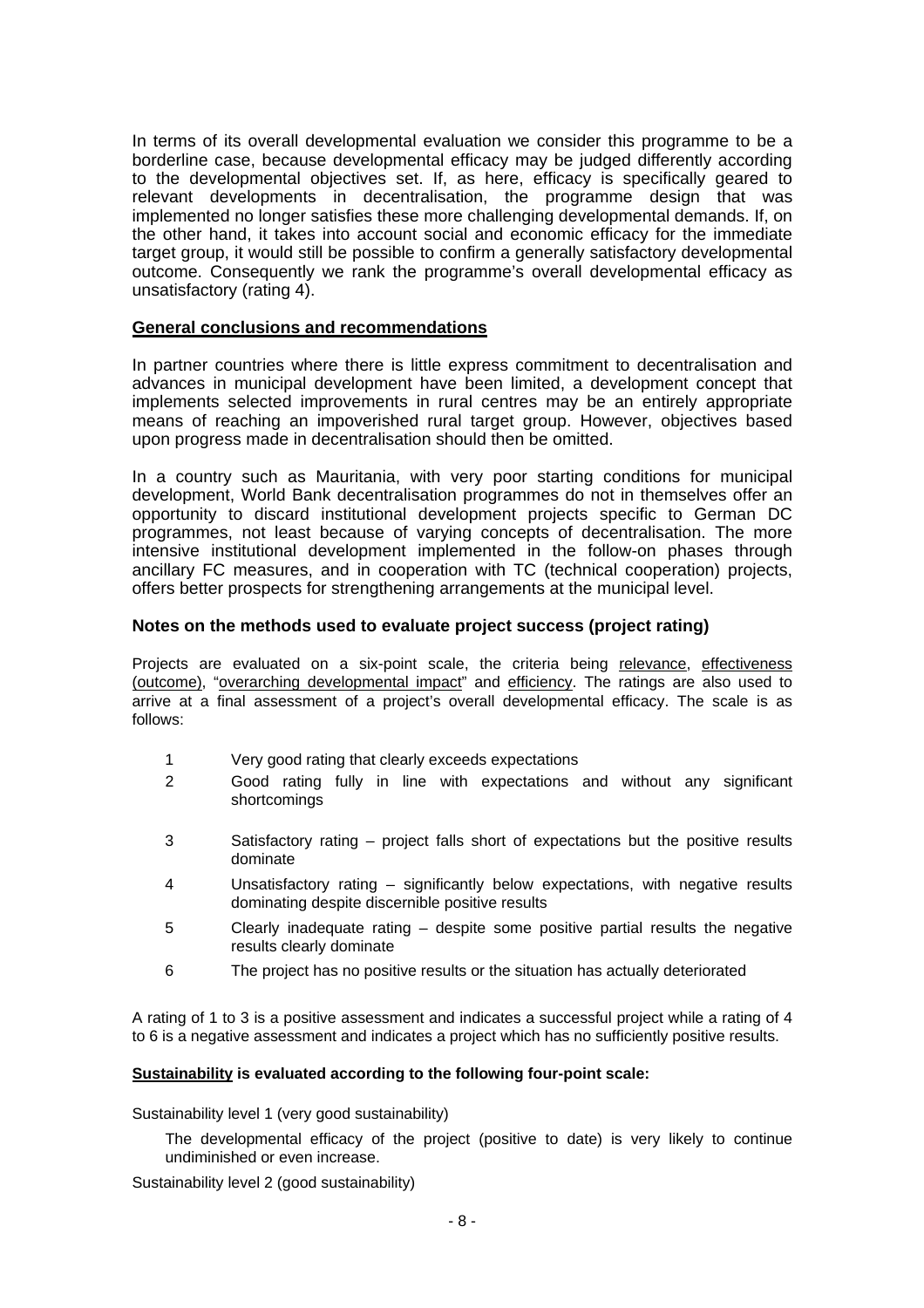In terms of its overall developmental evaluation we consider this programme to be a borderline case, because developmental efficacy may be judged differently according to the developmental objectives set. If, as here, efficacy is specifically geared to relevant developments in decentralisation, the programme design that was implemented no longer satisfies these more challenging developmental demands. If, on the other hand, it takes into account social and economic efficacy for the immediate target group, it would still be possible to confirm a generally satisfactory developmental outcome. Consequently we rank the programme's overall developmental efficacy as unsatisfactory (rating 4).

## General conclusions and recommendations

In partner countries where there is little express commitment to decentralisation and advances in municipal development have been limited, a development concept that implements selected improvements in rural centres may be an entirely appropriate means of reaching an impoverished rural target group. However, objectives based upon progress made in decentralisation should then be omitted.

In a country such as Mauritania, with very poor starting conditions for municipal development, World Bank decentralisation programmes do not in themselves offer an opportunity to discard institutional development projects specific to German DC programmes, not least because of varying concepts of decentralisation. The more intensive institutional development implemented in the follow-on phases through ancillary FC measures, and in cooperation with TC (technical cooperation) projects, offers better prospects for strengthening arrangements at the municipal level.

## Notes on the methods used to evaluate project success (project rating)

Projects are evaluated on a six-point scale, the criteria being relevance, effectiveness (outcome), "overarching developmental impact" and efficiency. The ratings are also used to arrive at a final assessment of a project's overall developmental efficacy. The scale is as follows:

1. Very good rating that clearly exceeds expectations
2. Good rating fully in line with expectations and without any significant shortcomings
3. Satisfactory rating – project falls short of expectations but the positive results dominate
4. Unsatisfactory rating – significantly below expectations, with negative results dominating despite discernible positive results
5. Clearly inadequate rating – despite some positive partial results the negative results clearly dominate
6. The project has no positive results or the situation has actually deteriorated

A rating of 1 to 3 is a positive assessment and indicates a successful project while a rating of 4 to 6 is a negative assessment and indicates a project which has no sufficiently positive results.

**Sustainability is evaluated according to the following four-point scale:**

Sustainability level 1 (very good sustainability)

The developmental efficacy of the project (positive to date) is very likely to continue undiminished or even increase.

Sustainability level 2 (good sustainability)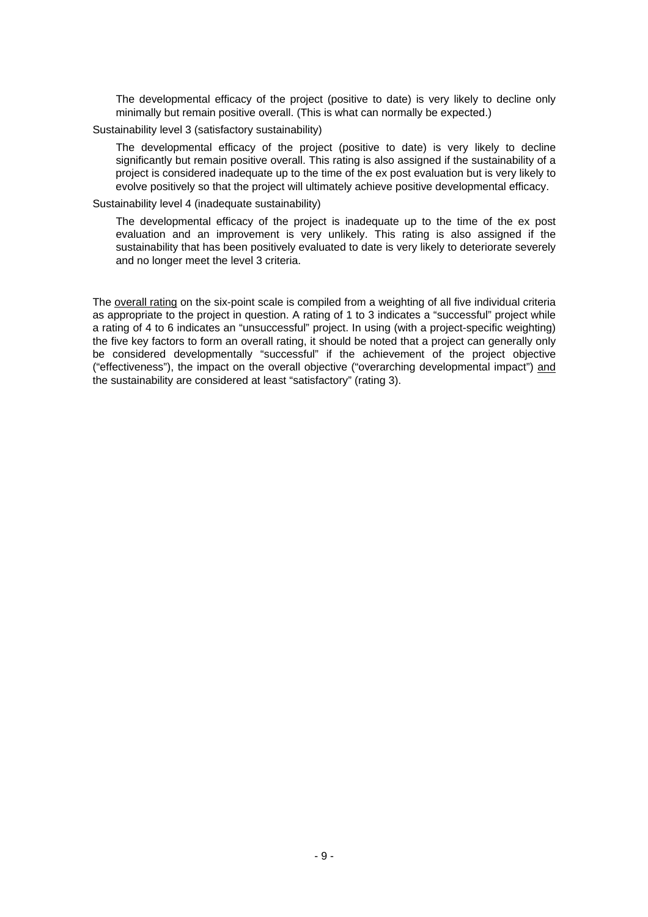The developmental efficacy of the project (positive to date) is very likely to decline only minimally but remain positive overall. (This is what can normally be expected.)

Sustainability level 3 (satisfactory sustainability)

The developmental efficacy of the project (positive to date) is very likely to decline significantly but remain positive overall. This rating is also assigned if the sustainability of a project is considered inadequate up to the time of the ex post evaluation but is very likely to evolve positively so that the project will ultimately achieve positive developmental efficacy.

Sustainability level 4 (inadequate sustainability)

The developmental efficacy of the project is inadequate up to the time of the ex post evaluation and an improvement is very unlikely. This rating is also assigned if the sustainability that has been positively evaluated to date is very likely to deteriorate severely and no longer meet the level 3 criteria.

The overall rating on the six-point scale is compiled from a weighting of all five individual criteria as appropriate to the project in question. A rating of 1 to 3 indicates a "successful" project while a rating of 4 to 6 indicates an "unsuccessful" project. In using (with a project-specific weighting) the five key factors to form an overall rating, it should be noted that a project can generally only be considered developmentally "successful" if the achievement of the project objective ("effectiveness"), the impact on the overall objective ("overarching developmental impact") and the sustainability are considered at least "satisfactory" (rating 3).